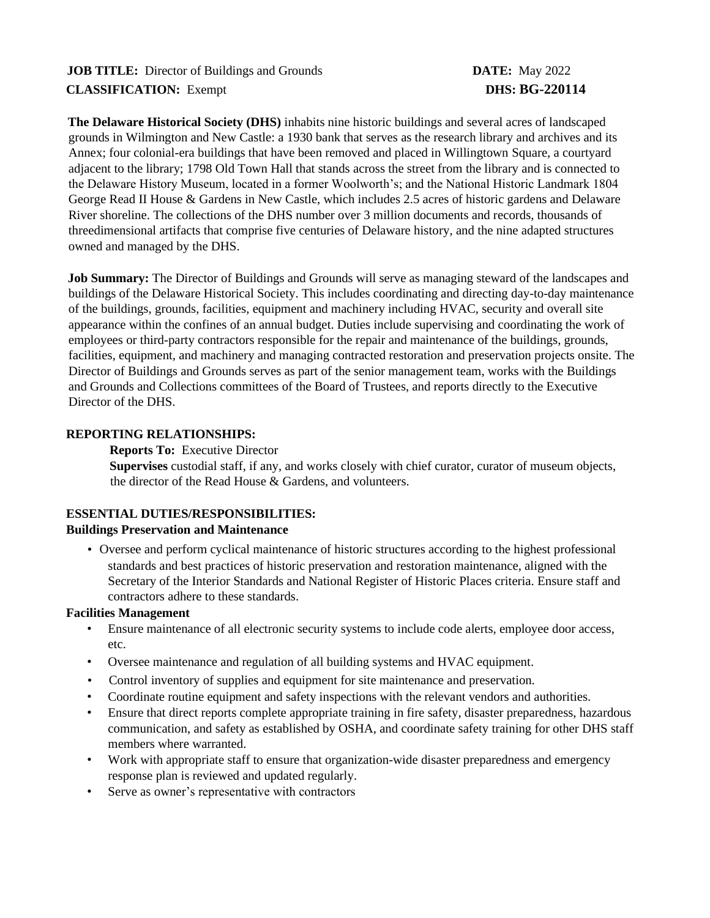**JOB TITLE:** Director of Buildings and Grounds **DATE:** May 2022

**CLASSIFICATION:** Exempt **DHS: BG-220114**

**The Delaware Historical Society (DHS)** inhabits nine historic buildings and several acres of landscaped grounds in Wilmington and New Castle: a 1930 bank that serves as the research library and archives and its Annex; four colonial-era buildings that have been removed and placed in Willingtown Square, a courtyard adjacent to the library; 1798 Old Town Hall that stands across the street from the library and is connected to the Delaware History Museum, located in a former Woolworth's; and the National Historic Landmark 1804 George Read II House & Gardens in New Castle, which includes 2.5 acres of historic gardens and Delaware River shoreline. The collections of the DHS number over 3 million documents and records, thousands of threedimensional artifacts that comprise five centuries of Delaware history, and the nine adapted structures owned and managed by the DHS.

**Job Summary:** The Director of Buildings and Grounds will serve as managing steward of the landscapes and buildings of the Delaware Historical Society. This includes coordinating and directing day-to-day maintenance of the buildings, grounds, facilities, equipment and machinery including HVAC, security and overall site appearance within the confines of an annual budget. Duties include supervising and coordinating the work of employees or third-party contractors responsible for the repair and maintenance of the buildings, grounds, facilities, equipment, and machinery and managing contracted restoration and preservation projects onsite. The Director of Buildings and Grounds serves as part of the senior management team, works with the Buildings and Grounds and Collections committees of the Board of Trustees, and reports directly to the Executive Director of the DHS.

**REPORTING RELATIONSHIPS:**

**Reports To:** Executive Director

**Supervises** custodial staff, if any, and works closely with chief curator, curator of museum objects, the director of the Read House & Gardens, and volunteers.

**ESSENTIAL DUTIES/RESPONSIBILITIES:**

**Buildings Preservation and Maintenance**

- Oversee and perform cyclical maintenance of historic structures according to the highest professional standards and best practices of historic preservation and restoration maintenance, aligned with the Secretary of the Interior Standards and National Register of Historic Places criteria. Ensure staff and contractors adhere to these standards.

**Facilities Management**

- Ensure maintenance of all electronic security systems to include code alerts, employee door access, etc.
- Oversee maintenance and regulation of all building systems and HVAC equipment.
- Control inventory of supplies and equipment for site maintenance and preservation.
- Coordinate routine equipment and safety inspections with the relevant vendors and authorities.
- Ensure that direct reports complete appropriate training in fire safety, disaster preparedness, hazardous communication, and safety as established by OSHA, and coordinate safety training for other DHS staff members where warranted.
- Work with appropriate staff to ensure that organization-wide disaster preparedness and emergency response plan is reviewed and updated regularly.
- Serve as owner's representative with contractors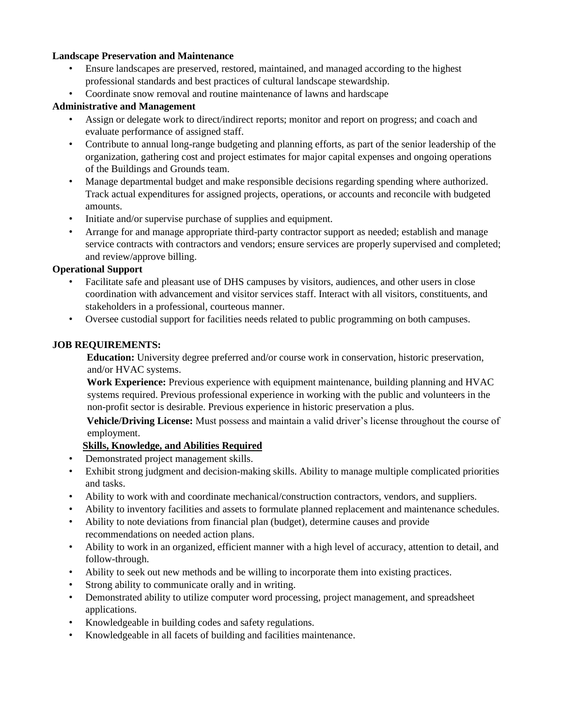**Landscape Preservation and Maintenance**

- Ensure landscapes are preserved, restored, maintained, and managed according to the highest professional standards and best practices of cultural landscape stewardship.
- Coordinate snow removal and routine maintenance of lawns and hardscape

**Administrative and Management**

- Assign or delegate work to direct/indirect reports; monitor and report on progress; and coach and evaluate performance of assigned staff.
- Contribute to annual long-range budgeting and planning efforts, as part of the senior leadership of the organization, gathering cost and project estimates for major capital expenses and ongoing operations of the Buildings and Grounds team.
- Manage departmental budget and make responsible decisions regarding spending where authorized. Track actual expenditures for assigned projects, operations, or accounts and reconcile with budgeted amounts.
- Initiate and/or supervise purchase of supplies and equipment.
- Arrange for and manage appropriate third-party contractor support as needed; establish and manage service contracts with contractors and vendors; ensure services are properly supervised and completed; and review/approve billing.

**Operational Support**

- Facilitate safe and pleasant use of DHS campuses by visitors, audiences, and other users in close coordination with advancement and visitor services staff. Interact with all visitors, constituents, and stakeholders in a professional, courteous manner.
- Oversee custodial support for facilities needs related to public programming on both campuses.

**JOB REQUIREMENTS:**

**Education:** University degree preferred and/or course work in conservation, historic preservation, and/or HVAC systems.

**Work Experience:** Previous experience with equipment maintenance, building planning and HVAC systems required. Previous professional experience in working with the public and volunteers in the non-profit sector is desirable. Previous experience in historic preservation a plus.

**Vehicle/Driving License:** Must possess and maintain a valid driver's license throughout the course of employment.

**Skills, Knowledge, and Abilities Required**

- Demonstrated project management skills.
- Exhibit strong judgment and decision-making skills. Ability to manage multiple complicated priorities and tasks.
- Ability to work with and coordinate mechanical/construction contractors, vendors, and suppliers.
- Ability to inventory facilities and assets to formulate planned replacement and maintenance schedules.
- Ability to note deviations from financial plan (budget), determine causes and provide recommendations on needed action plans.
- Ability to work in an organized, efficient manner with a high level of accuracy, attention to detail, and follow-through.
- Ability to seek out new methods and be willing to incorporate them into existing practices.
- Strong ability to communicate orally and in writing.
- Demonstrated ability to utilize computer word processing, project management, and spreadsheet applications.
- Knowledgeable in building codes and safety regulations.
- Knowledgeable in all facets of building and facilities maintenance.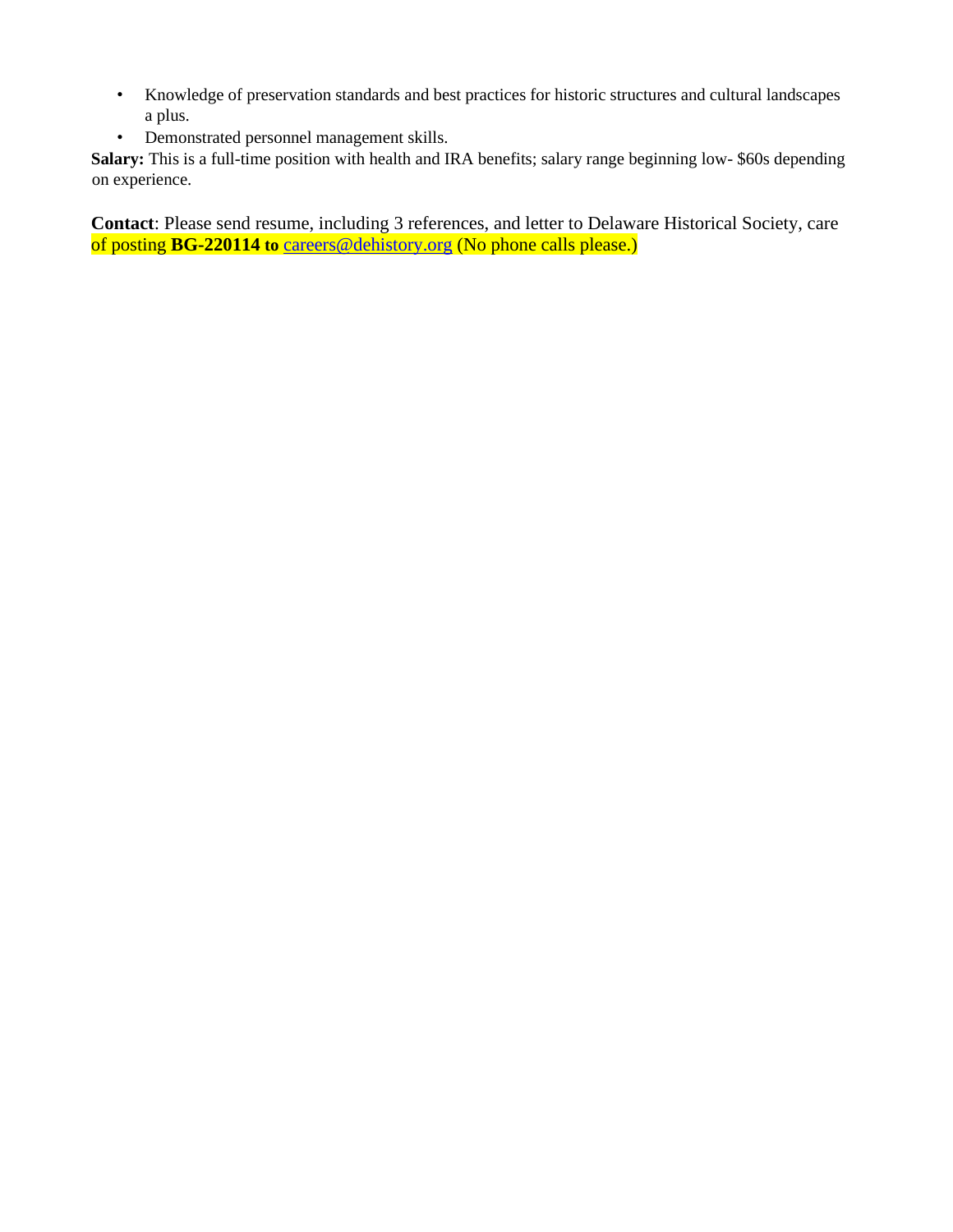- Knowledge of preservation standards and best practices for historic structures and cultural landscapes a plus.
- Demonstrated personnel management skills.

**Salary:** This is a full-time position with health and IRA benefits; salary range beginning low- $60s depending on experience.

**Contact**: Please send resume, including 3 references, and letter to Delaware Historical Society, care of posting **BG-220114 to** careers@dehistory.org (No phone calls please.)